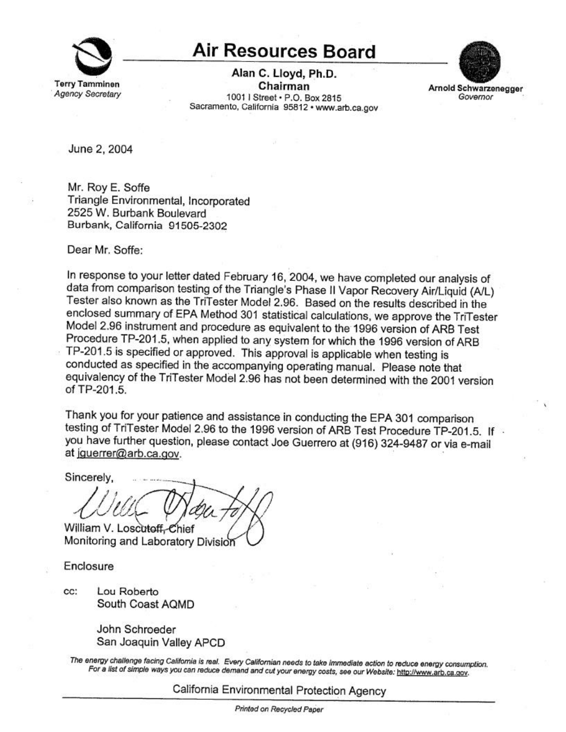# Air Resources Board

**Terry Tamminen**
*Agency Secretary*

**Alan C. Lloyd, Ph.D.**
**Chairman**
1001 I Street • P.O. Box 2815
Sacramento, California 95812 • www.arb.ca.gov

**Arnold Schwarzenegger**
*Governor*

June 2, 2004

Mr. Roy E. Soffe
Triangle Environmental, Incorporated
2525 W. Burbank Boulevard
Burbank, California 91505-2302

Dear Mr. Soffe:

In response to your letter dated February 16, 2004, we have completed our analysis of data from comparison testing of the Triangle's Phase II Vapor Recovery Air/Liquid (A/L) Tester also known as the TriTester Model 2.96. Based on the results described in the enclosed summary of EPA Method 301 statistical calculations, we approve the TriTester Model 2.96 instrument and procedure as equivalent to the 1996 version of ARB Test Procedure TP-201.5, when applied to any system for which the 1996 version of ARB TP-201.5 is specified or approved. This approval is applicable when testing is conducted as specified in the accompanying operating manual. Please note that equivalency of the TriTester Model 2.96 has not been determined with the 2001 version of TP-201.5.

Thank you for your patience and assistance in conducting the EPA 301 comparison testing of TriTester Model 2.96 to the 1996 version of ARB Test Procedure TP-201.5. If you have further question, please contact Joe Guerrero at (916) 324-9487 or via e-mail at jguerrer@arb.ca.gov.

Sincerely,

William V. Loscutoff, Chief
Monitoring and Laboratory Division

Enclosure

cc: Lou Roberto
South Coast AQMD

John Schroeder
San Joaquin Valley APCD

*The energy challenge facing California is real. Every Californian needs to take immediate action to reduce energy consumption. For a list of simple ways you can reduce demand and cut your energy costs, see our Website: http://www.arb.ca.gov.*

California Environmental Protection Agency

*Printed on Recycled Paper*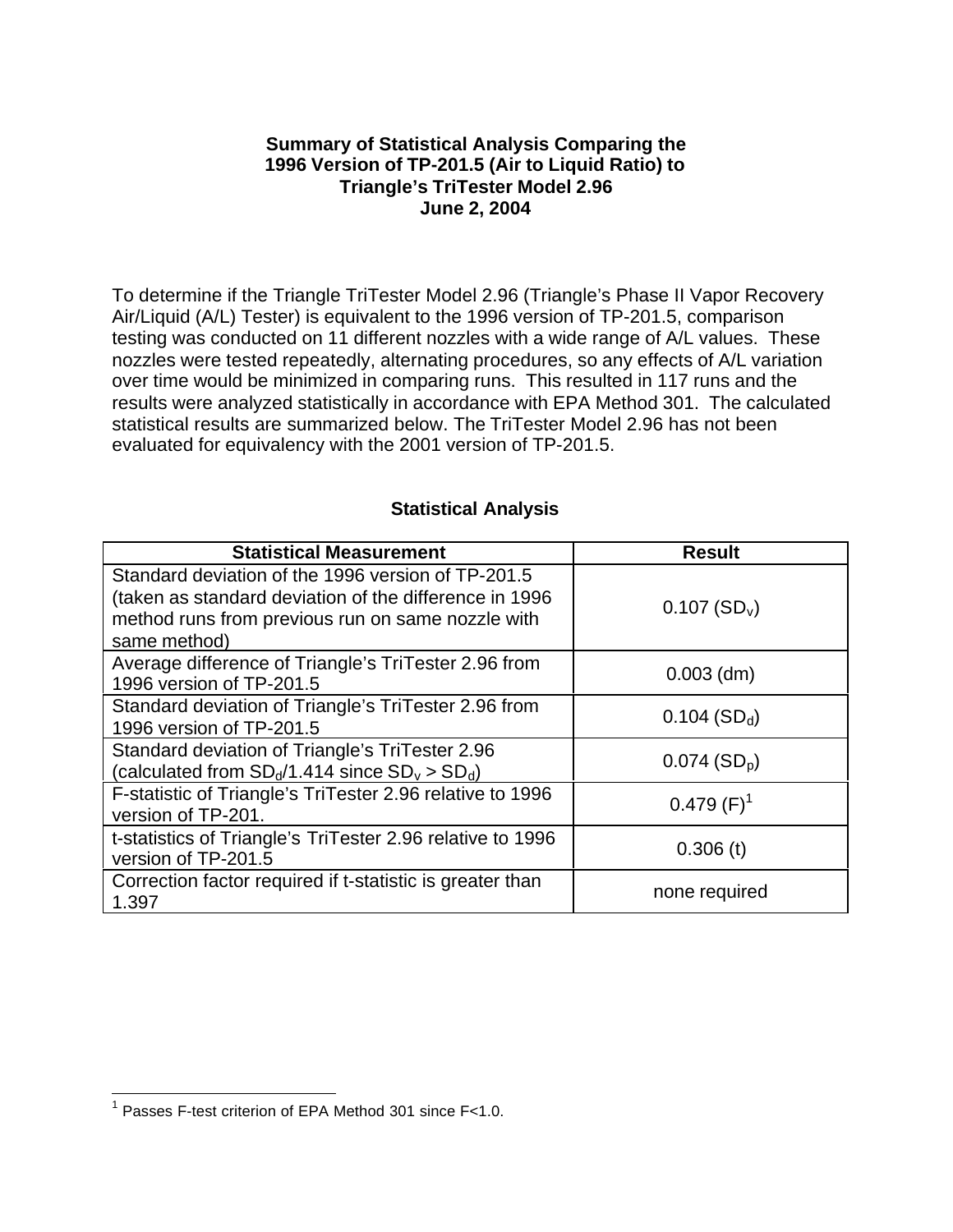# Summary of Statistical Analysis Comparing the 1996 Version of TP-201.5 (Air to Liquid Ratio) to Triangle's TriTester Model 2.96
## June 2, 2004

To determine if the Triangle TriTester Model 2.96 (Triangle's Phase II Vapor Recovery Air/Liquid (A/L) Tester) is equivalent to the 1996 version of TP-201.5, comparison testing was conducted on 11 different nozzles with a wide range of A/L values. These nozzles were tested repeatedly, alternating procedures, so any effects of A/L variation over time would be minimized in comparing runs. This resulted in 117 runs and the results were analyzed statistically in accordance with EPA Method 301. The calculated statistical results are summarized below. The TriTester Model 2.96 has not been evaluated for equivalency with the 2001 version of TP-201.5.

### Statistical Analysis

| Statistical Measurement | Result |
|---|---|
| Standard deviation of the 1996 version of TP-201.5 (taken as standard deviation of the difference in 1996 method runs from previous run on same nozzle with same method) | 0.107 ($SD_v$) |
| Average difference of Triangle's TriTester 2.96 from 1996 version of TP-201.5 | 0.003 (dm) |
| Standard deviation of Triangle's TriTester 2.96 from 1996 version of TP-201.5 | 0.104 ($SD_d$) |
| Standard deviation of Triangle's TriTester 2.96 (calculated from $SD_d$/1.414 since $SD_v > SD_d$) | 0.074 ($SD_p$) |
| F-statistic of Triangle's TriTester 2.96 relative to 1996 version of TP-201. | 0.479 (F)[1] |
| t-statistics of Triangle's TriTester 2.96 relative to 1996 version of TP-201.5 | 0.306 (t) |
| Correction factor required if t-statistic is greater than 1.397 | none required |

[1] Passes F-test criterion of EPA Method 301 since F<1.0.